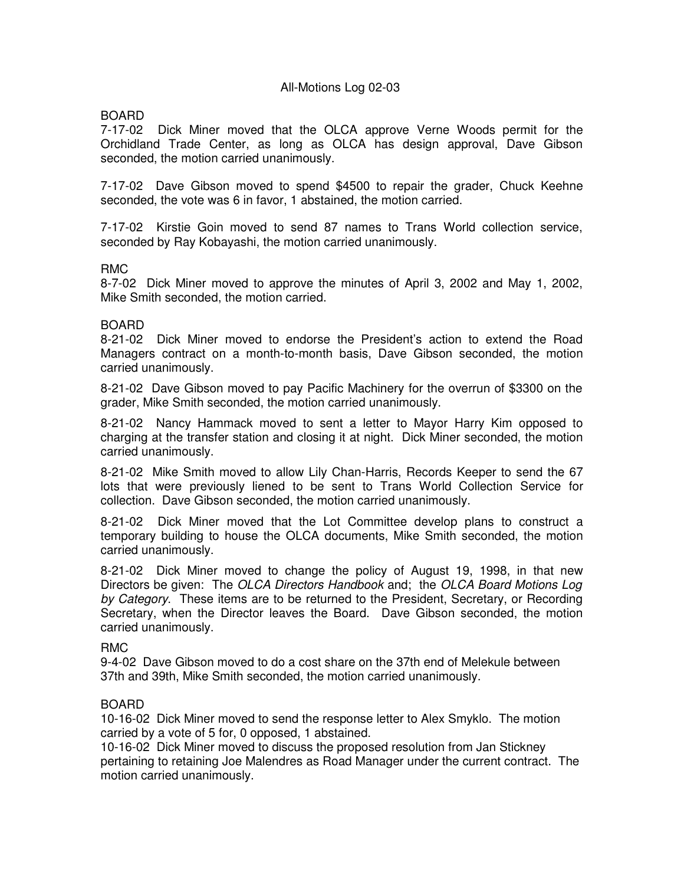# All-Motions Log 02-03

BOARD

7-17-02 Dick Miner moved that the OLCA approve Verne Woods permit for the Orchidland Trade Center, as long as OLCA has design approval, Dave Gibson seconded, the motion carried unanimously.

7-17-02 Dave Gibson moved to spend $4500 to repair the grader, Chuck Keehne seconded, the vote was 6 in favor, 1 abstained, the motion carried.

7-17-02 Kirstie Goin moved to send 87 names to Trans World collection service, seconded by Ray Kobayashi, the motion carried unanimously.

RMC

8-7-02 Dick Miner moved to approve the minutes of April 3, 2002 and May 1, 2002, Mike Smith seconded, the motion carried.

BOARD

8-21-02 Dick Miner moved to endorse the President's action to extend the Road Managers contract on a month-to-month basis, Dave Gibson seconded, the motion carried unanimously.

8-21-02 Dave Gibson moved to pay Pacific Machinery for the overrun of $3300 on the grader, Mike Smith seconded, the motion carried unanimously.

8-21-02 Nancy Hammack moved to sent a letter to Mayor Harry Kim opposed to charging at the transfer station and closing it at night. Dick Miner seconded, the motion carried unanimously.

8-21-02 Mike Smith moved to allow Lily Chan-Harris, Records Keeper to send the 67 lots that were previously liened to be sent to Trans World Collection Service for collection. Dave Gibson seconded, the motion carried unanimously.

8-21-02 Dick Miner moved that the Lot Committee develop plans to construct a temporary building to house the OLCA documents, Mike Smith seconded, the motion carried unanimously.

8-21-02 Dick Miner moved to change the policy of August 19, 1998, in that new Directors be given: The *OLCA Directors Handbook* and; the *OLCA Board Motions Log by Category*. These items are to be returned to the President, Secretary, or Recording Secretary, when the Director leaves the Board. Dave Gibson seconded, the motion carried unanimously.

RMC

9-4-02 Dave Gibson moved to do a cost share on the 37th end of Melekule between 37th and 39th, Mike Smith seconded, the motion carried unanimously.

BOARD

10-16-02 Dick Miner moved to send the response letter to Alex Smyklo. The motion carried by a vote of 5 for, 0 opposed, 1 abstained.

10-16-02 Dick Miner moved to discuss the proposed resolution from Jan Stickney pertaining to retaining Joe Malendres as Road Manager under the current contract. The motion carried unanimously.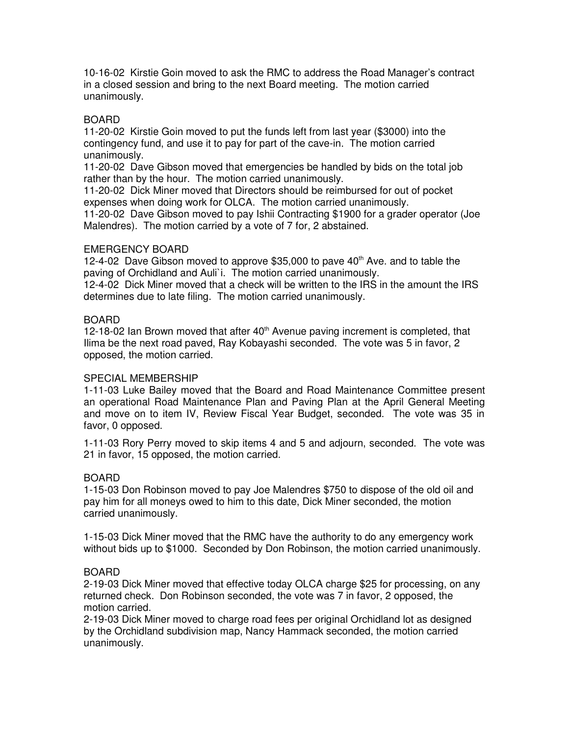10-16-02 Kirstie Goin moved to ask the RMC to address the Road Manager's contract in a closed session and bring to the next Board meeting. The motion carried unanimously.

BOARD

11-20-02 Kirstie Goin moved to put the funds left from last year ($3000) into the contingency fund, and use it to pay for part of the cave-in. The motion carried unanimously.

11-20-02 Dave Gibson moved that emergencies be handled by bids on the total job rather than by the hour. The motion carried unanimously.

11-20-02 Dick Miner moved that Directors should be reimbursed for out of pocket expenses when doing work for OLCA. The motion carried unanimously.

11-20-02 Dave Gibson moved to pay Ishii Contracting $1900 for a grader operator (Joe Malendres). The motion carried by a vote of 7 for, 2 abstained.

EMERGENCY BOARD

12-4-02 Dave Gibson moved to approve $35,000 to pave 40th Ave. and to table the paving of Orchidland and Auli`i. The motion carried unanimously.

12-4-02 Dick Miner moved that a check will be written to the IRS in the amount the IRS determines due to late filing. The motion carried unanimously.

BOARD

12-18-02 Ian Brown moved that after 40th Avenue paving increment is completed, that Ilima be the next road paved, Ray Kobayashi seconded. The vote was 5 in favor, 2 opposed, the motion carried.

SPECIAL MEMBERSHIP

1-11-03 Luke Bailey moved that the Board and Road Maintenance Committee present an operational Road Maintenance Plan and Paving Plan at the April General Meeting and move on to item IV, Review Fiscal Year Budget, seconded. The vote was 35 in favor, 0 opposed.

1-11-03 Rory Perry moved to skip items 4 and 5 and adjourn, seconded. The vote was 21 in favor, 15 opposed, the motion carried.

BOARD

1-15-03 Don Robinson moved to pay Joe Malendres $750 to dispose of the old oil and pay him for all moneys owed to him to this date, Dick Miner seconded, the motion carried unanimously.

1-15-03 Dick Miner moved that the RMC have the authority to do any emergency work without bids up to $1000. Seconded by Don Robinson, the motion carried unanimously.

BOARD

2-19-03 Dick Miner moved that effective today OLCA charge $25 for processing, on any returned check. Don Robinson seconded, the vote was 7 in favor, 2 opposed, the motion carried.

2-19-03 Dick Miner moved to charge road fees per original Orchidland lot as designed by the Orchidland subdivision map, Nancy Hammack seconded, the motion carried unanimously.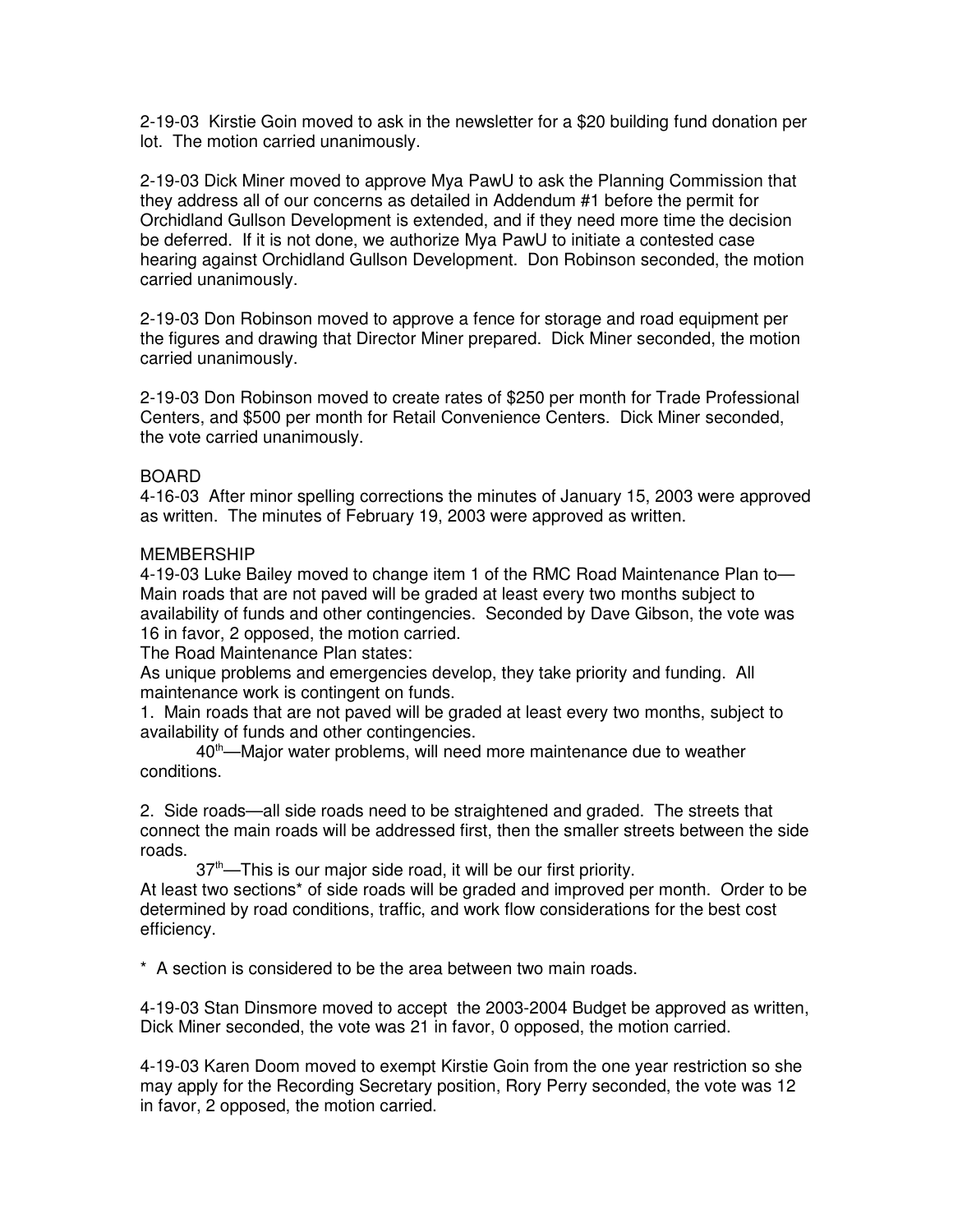2-19-03 Kirstie Goin moved to ask in the newsletter for a $20 building fund donation per lot. The motion carried unanimously.

2-19-03 Dick Miner moved to approve Mya PawU to ask the Planning Commission that they address all of our concerns as detailed in Addendum #1 before the permit for Orchidland Gullson Development is extended, and if they need more time the decision be deferred. If it is not done, we authorize Mya PawU to initiate a contested case hearing against Orchidland Gullson Development. Don Robinson seconded, the motion carried unanimously.

2-19-03 Don Robinson moved to approve a fence for storage and road equipment per the figures and drawing that Director Miner prepared. Dick Miner seconded, the motion carried unanimously.

2-19-03 Don Robinson moved to create rates of $250 per month for Trade Professional Centers, and $500 per month for Retail Convenience Centers. Dick Miner seconded, the vote carried unanimously.

BOARD

4-16-03 After minor spelling corrections the minutes of January 15, 2003 were approved as written. The minutes of February 19, 2003 were approved as written.

MEMBERSHIP

4-19-03 Luke Bailey moved to change item 1 of the RMC Road Maintenance Plan to—Main roads that are not paved will be graded at least every two months subject to availability of funds and other contingencies. Seconded by Dave Gibson, the vote was 16 in favor, 2 opposed, the motion carried.

The Road Maintenance Plan states:

As unique problems and emergencies develop, they take priority and funding. All maintenance work is contingent on funds.

1. Main roads that are not paved will be graded at least every two months, subject to availability of funds and other contingencies.

   40th—Major water problems, will need more maintenance due to weather conditions.

2. Side roads—all side roads need to be straightened and graded. The streets that connect the main roads will be addressed first, then the smaller streets between the side roads.

   37th—This is our major side road, it will be our first priority.

At least two sections* of side roads will be graded and improved per month. Order to be determined by road conditions, traffic, and work flow considerations for the best cost efficiency.

* A section is considered to be the area between two main roads.

4-19-03 Stan Dinsmore moved to accept the 2003-2004 Budget be approved as written, Dick Miner seconded, the vote was 21 in favor, 0 opposed, the motion carried.

4-19-03 Karen Doom moved to exempt Kirstie Goin from the one year restriction so she may apply for the Recording Secretary position, Rory Perry seconded, the vote was 12 in favor, 2 opposed, the motion carried.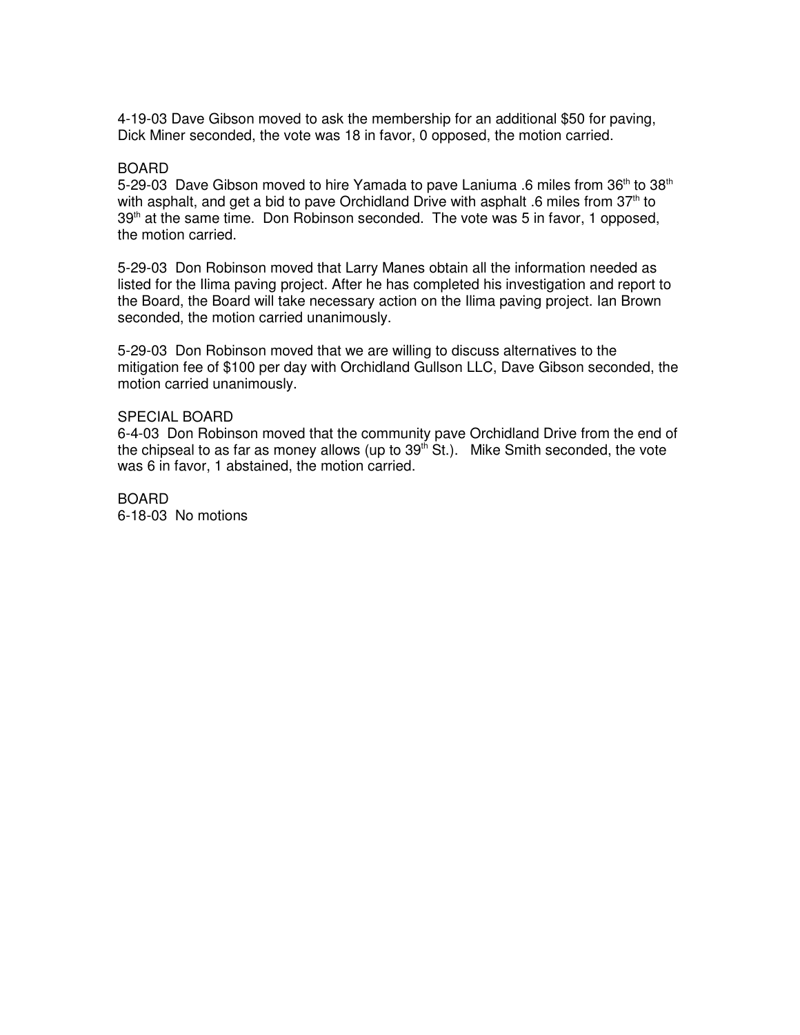4-19-03 Dave Gibson moved to ask the membership for an additional $50 for paving, Dick Miner seconded, the vote was 18 in favor, 0 opposed, the motion carried.

BOARD

5-29-03 Dave Gibson moved to hire Yamada to pave Laniuma .6 miles from 36th to 38th with asphalt, and get a bid to pave Orchidland Drive with asphalt .6 miles from 37th to 39th at the same time. Don Robinson seconded. The vote was 5 in favor, 1 opposed, the motion carried.

5-29-03 Don Robinson moved that Larry Manes obtain all the information needed as listed for the Ilima paving project. After he has completed his investigation and report to the Board, the Board will take necessary action on the Ilima paving project. Ian Brown seconded, the motion carried unanimously.

5-29-03 Don Robinson moved that we are willing to discuss alternatives to the mitigation fee of $100 per day with Orchidland Gullson LLC, Dave Gibson seconded, the motion carried unanimously.

SPECIAL BOARD

6-4-03 Don Robinson moved that the community pave Orchidland Drive from the end of the chipseal to as far as money allows (up to 39th St.). Mike Smith seconded, the vote was 6 in favor, 1 abstained, the motion carried.

BOARD

6-18-03 No motions